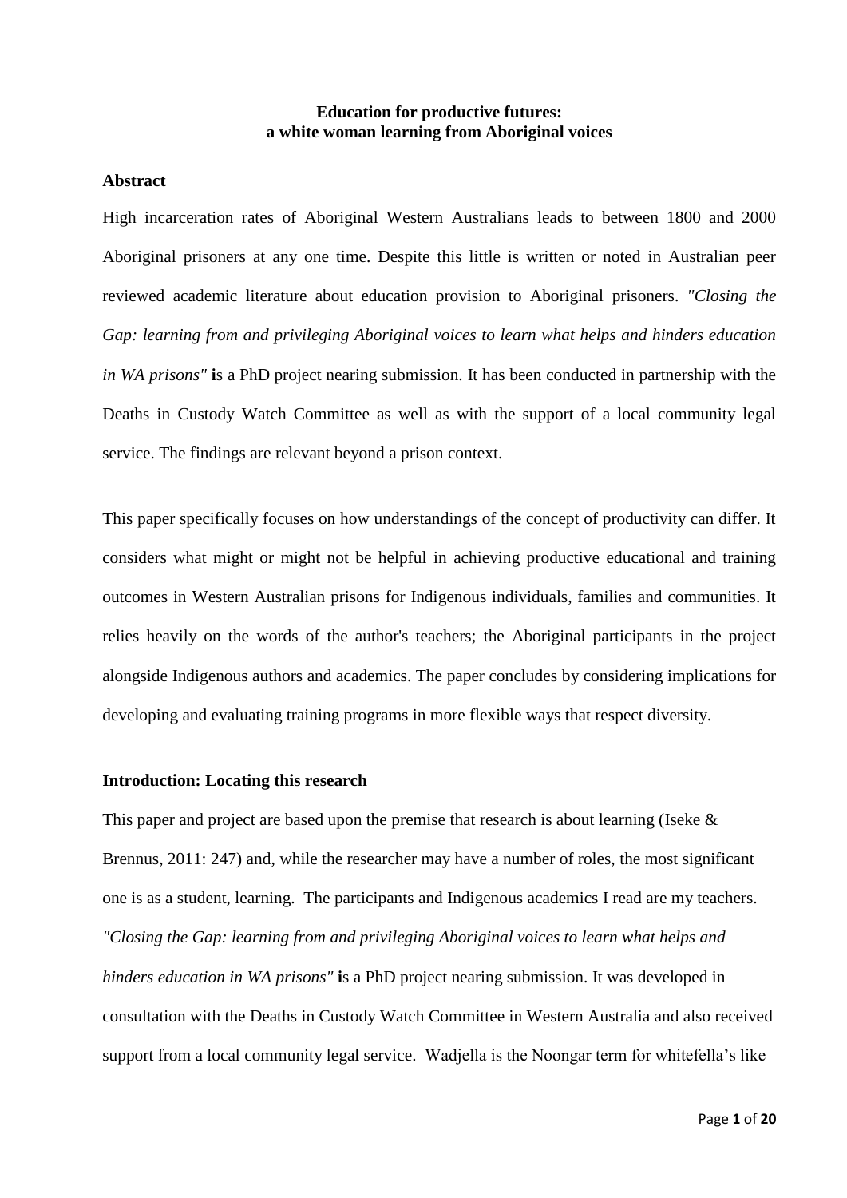# Education for productive futures:
# a white woman learning from Aboriginal voices

## Abstract

High incarceration rates of Aboriginal Western Australians leads to between 1800 and 2000 Aboriginal prisoners at any one time. Despite this little is written or noted in Australian peer reviewed academic literature about education provision to Aboriginal prisoners. *"Closing the Gap: learning from and privileging Aboriginal voices to learn what helps and hinders education in WA prisons"* **i**s a PhD project nearing submission. It has been conducted in partnership with the Deaths in Custody Watch Committee as well as with the support of a local community legal service. The findings are relevant beyond a prison context.

This paper specifically focuses on how understandings of the concept of productivity can differ. It considers what might or might not be helpful in achieving productive educational and training outcomes in Western Australian prisons for Indigenous individuals, families and communities. It relies heavily on the words of the author's teachers; the Aboriginal participants in the project alongside Indigenous authors and academics. The paper concludes by considering implications for developing and evaluating training programs in more flexible ways that respect diversity.

## Introduction: Locating this research

This paper and project are based upon the premise that research is about learning (Iseke & Brennus, 2011: 247) and, while the researcher may have a number of roles, the most significant one is as a student, learning. The participants and Indigenous academics I read are my teachers. *"Closing the Gap: learning from and privileging Aboriginal voices to learn what helps and hinders education in WA prisons"* **i**s a PhD project nearing submission. It was developed in consultation with the Deaths in Custody Watch Committee in Western Australia and also received support from a local community legal service. Wadjella is the Noongar term for whitefella's like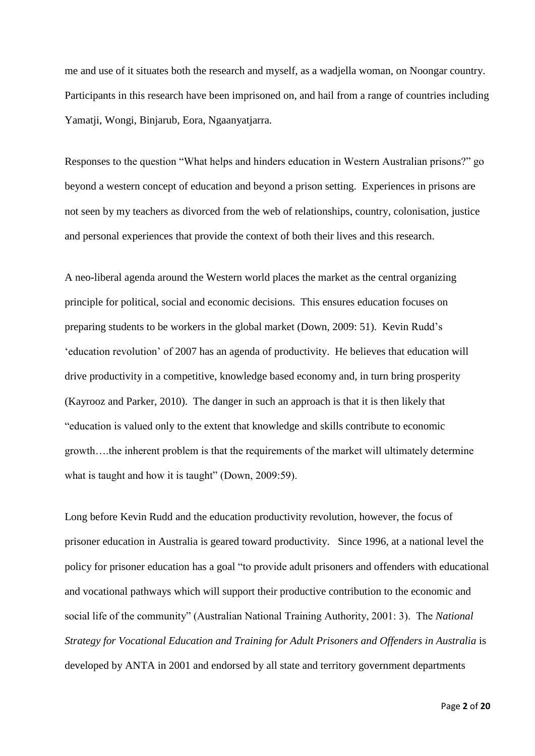me and use of it situates both the research and myself, as a wadjella woman, on Noongar country. Participants in this research have been imprisoned on, and hail from a range of countries including Yamatji, Wongi, Binjarub, Eora, Ngaanyatjarra.

Responses to the question "What helps and hinders education in Western Australian prisons?" go beyond a western concept of education and beyond a prison setting. Experiences in prisons are not seen by my teachers as divorced from the web of relationships, country, colonisation, justice and personal experiences that provide the context of both their lives and this research.

A neo-liberal agenda around the Western world places the market as the central organizing principle for political, social and economic decisions. This ensures education focuses on preparing students to be workers in the global market (Down, 2009: 51). Kevin Rudd's 'education revolution' of 2007 has an agenda of productivity. He believes that education will drive productivity in a competitive, knowledge based economy and, in turn bring prosperity (Kayrooz and Parker, 2010). The danger in such an approach is that it is then likely that "education is valued only to the extent that knowledge and skills contribute to economic growth….the inherent problem is that the requirements of the market will ultimately determine what is taught and how it is taught" (Down, 2009:59).

Long before Kevin Rudd and the education productivity revolution, however, the focus of prisoner education in Australia is geared toward productivity. Since 1996, at a national level the policy for prisoner education has a goal "to provide adult prisoners and offenders with educational and vocational pathways which will support their productive contribution to the economic and social life of the community" (Australian National Training Authority, 2001: 3). The *National Strategy for Vocational Education and Training for Adult Prisoners and Offenders in Australia* is developed by ANTA in 2001 and endorsed by all state and territory government departments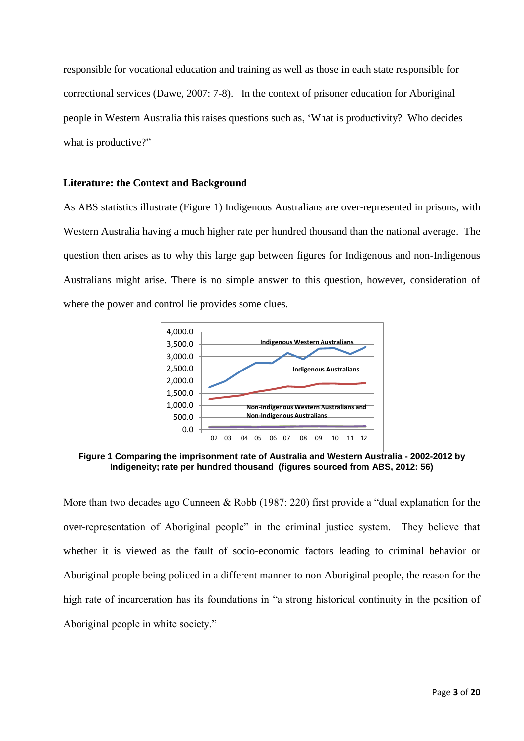responsible for vocational education and training as well as those in each state responsible for correctional services (Dawe, 2007: 7-8). In the context of prisoner education for Aboriginal people in Western Australia this raises questions such as, 'What is productivity? Who decides what is productive?"

### Literature: the Context and Background

As ABS statistics illustrate (Figure 1) Indigenous Australians are over-represented in prisons, with Western Australia having a much higher rate per hundred thousand than the national average. The question then arises as to why this large gap between figures for Indigenous and non-Indigenous Australians might arise. There is no simple answer to this question, however, consideration of where the power and control lie provides some clues.

**Figure 1 Comparing the imprisonment rate of Australia and Western Australia - 2002-2012 by Indigeneity; rate per hundred thousand (figures sourced from ABS, 2012: 56)**

More than two decades ago Cunneen & Robb (1987: 220) first provide a "dual explanation for the over-representation of Aboriginal people" in the criminal justice system. They believe that whether it is viewed as the fault of socio-economic factors leading to criminal behavior or Aboriginal people being policed in a different manner to non-Aboriginal people, the reason for the high rate of incarceration has its foundations in "a strong historical continuity in the position of Aboriginal people in white society."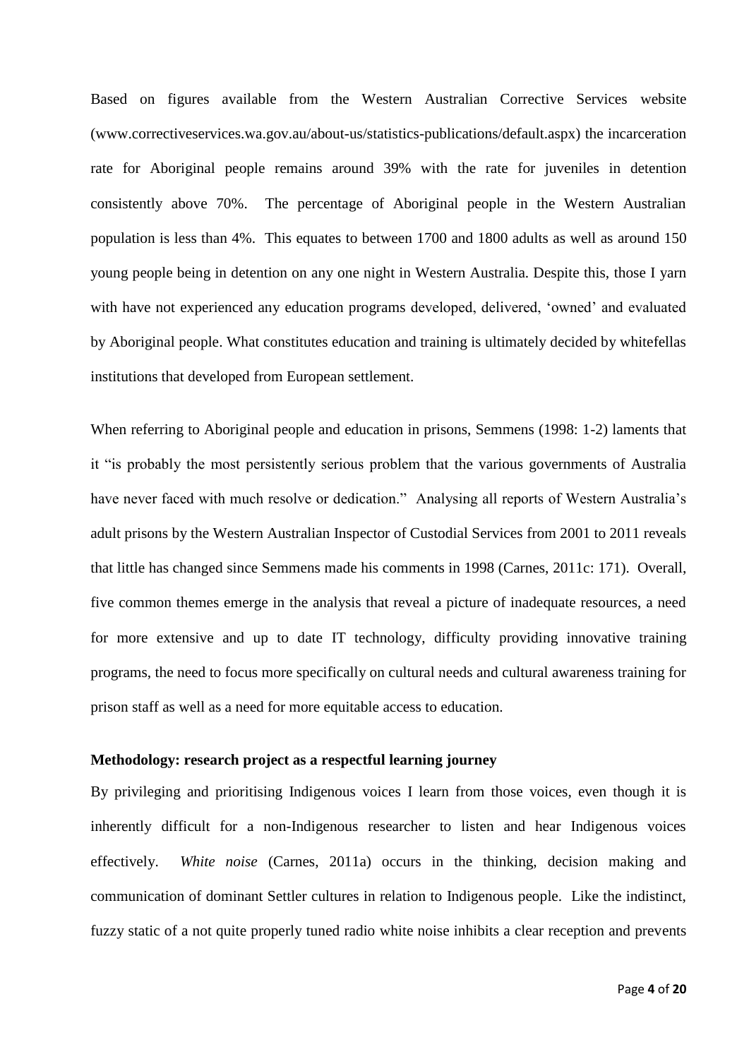Based on figures available from the Western Australian Corrective Services website (www.correctiveservices.wa.gov.au/about-us/statistics-publications/default.aspx) the incarceration rate for Aboriginal people remains around 39% with the rate for juveniles in detention consistently above 70%. The percentage of Aboriginal people in the Western Australian population is less than 4%. This equates to between 1700 and 1800 adults as well as around 150 young people being in detention on any one night in Western Australia. Despite this, those I yarn with have not experienced any education programs developed, delivered, 'owned' and evaluated by Aboriginal people. What constitutes education and training is ultimately decided by whitefellas institutions that developed from European settlement.

When referring to Aboriginal people and education in prisons, Semmens (1998: 1-2) laments that it "is probably the most persistently serious problem that the various governments of Australia have never faced with much resolve or dedication." Analysing all reports of Western Australia's adult prisons by the Western Australian Inspector of Custodial Services from 2001 to 2011 reveals that little has changed since Semmens made his comments in 1998 (Carnes, 2011c: 171). Overall, five common themes emerge in the analysis that reveal a picture of inadequate resources, a need for more extensive and up to date IT technology, difficulty providing innovative training programs, the need to focus more specifically on cultural needs and cultural awareness training for prison staff as well as a need for more equitable access to education.

### Methodology: research project as a respectful learning journey

By privileging and prioritising Indigenous voices I learn from those voices, even though it is inherently difficult for a non-Indigenous researcher to listen and hear Indigenous voices effectively. *White noise* (Carnes, 2011a) occurs in the thinking, decision making and communication of dominant Settler cultures in relation to Indigenous people. Like the indistinct, fuzzy static of a not quite properly tuned radio white noise inhibits a clear reception and prevents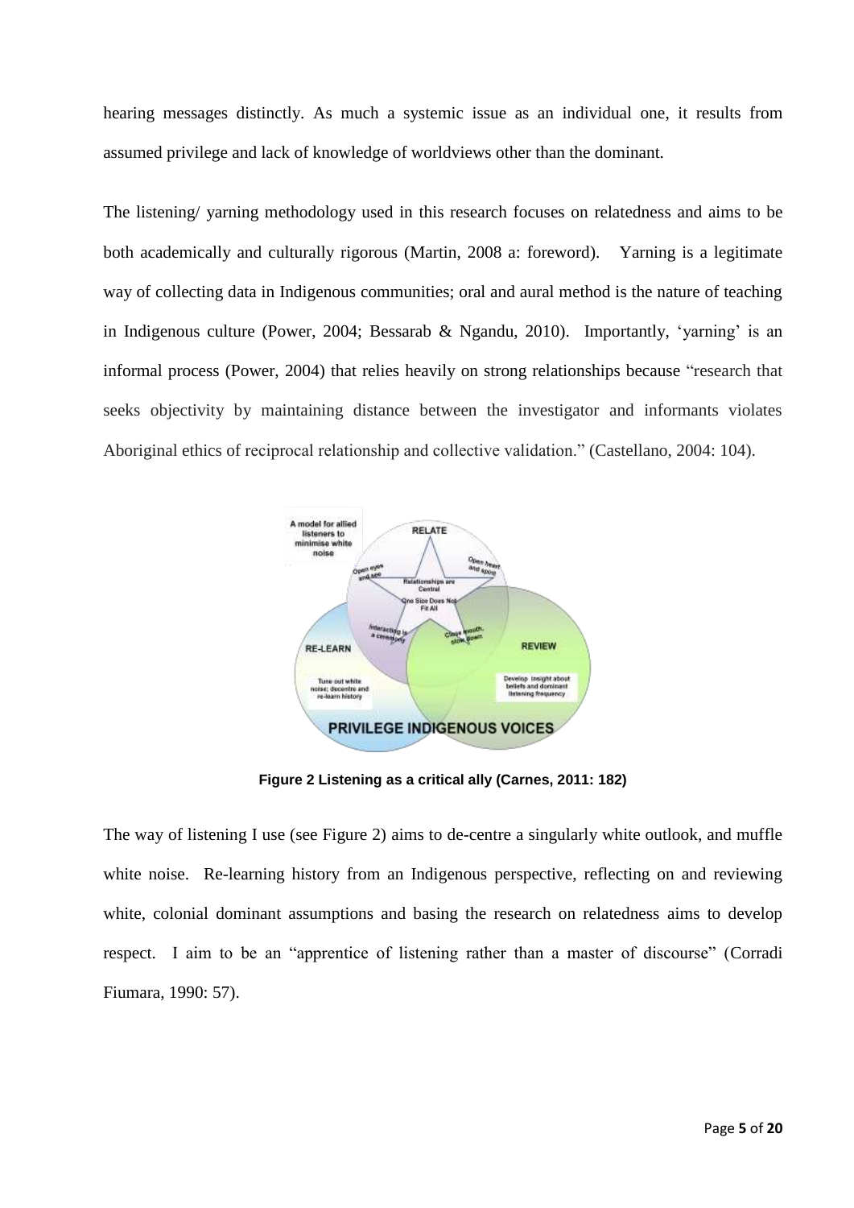hearing messages distinctly. As much a systemic issue as an individual one, it results from assumed privilege and lack of knowledge of worldviews other than the dominant.

The listening/ yarning methodology used in this research focuses on relatedness and aims to be both academically and culturally rigorous (Martin, 2008 a: foreword). Yarning is a legitimate way of collecting data in Indigenous communities; oral and aural method is the nature of teaching in Indigenous culture (Power, 2004; Bessarab & Ngandu, 2010). Importantly, 'yarning' is an informal process (Power, 2004) that relies heavily on strong relationships because "research that seeks objectivity by maintaining distance between the investigator and informants violates Aboriginal ethics of reciprocal relationship and collective validation." (Castellano, 2004: 104).

**Figure 2 Listening as a critical ally (Carnes, 2011: 182)**

The way of listening I use (see Figure 2) aims to de-centre a singularly white outlook, and muffle white noise. Re-learning history from an Indigenous perspective, reflecting on and reviewing white, colonial dominant assumptions and basing the research on relatedness aims to develop respect. I aim to be an "apprentice of listening rather than a master of discourse" (Corradi Fiumara, 1990: 57).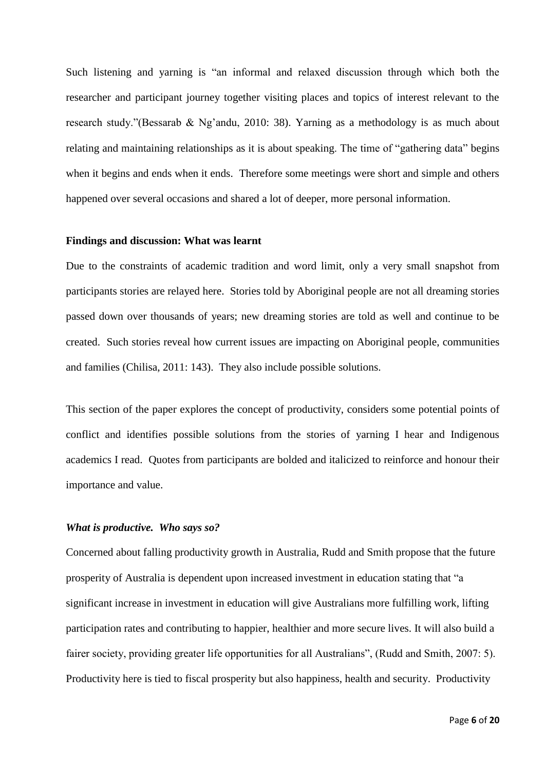Such listening and yarning is "an informal and relaxed discussion through which both the researcher and participant journey together visiting places and topics of interest relevant to the research study."(Bessarab & Ng'andu, 2010: 38). Yarning as a methodology is as much about relating and maintaining relationships as it is about speaking. The time of "gathering data" begins when it begins and ends when it ends. Therefore some meetings were short and simple and others happened over several occasions and shared a lot of deeper, more personal information.

**Findings and discussion: What was learnt**

Due to the constraints of academic tradition and word limit, only a very small snapshot from participants stories are relayed here. Stories told by Aboriginal people are not all dreaming stories passed down over thousands of years; new dreaming stories are told as well and continue to be created. Such stories reveal how current issues are impacting on Aboriginal people, communities and families (Chilisa, 2011: 143). They also include possible solutions.

This section of the paper explores the concept of productivity, considers some potential points of conflict and identifies possible solutions from the stories of yarning I hear and Indigenous academics I read. Quotes from participants are bolded and italicized to reinforce and honour their importance and value.

***What is productive. Who says so?***

Concerned about falling productivity growth in Australia, Rudd and Smith propose that the future prosperity of Australia is dependent upon increased investment in education stating that "a significant increase in investment in education will give Australians more fulfilling work, lifting participation rates and contributing to happier, healthier and more secure lives. It will also build a fairer society, providing greater life opportunities for all Australians", (Rudd and Smith, 2007: 5). Productivity here is tied to fiscal prosperity but also happiness, health and security. Productivity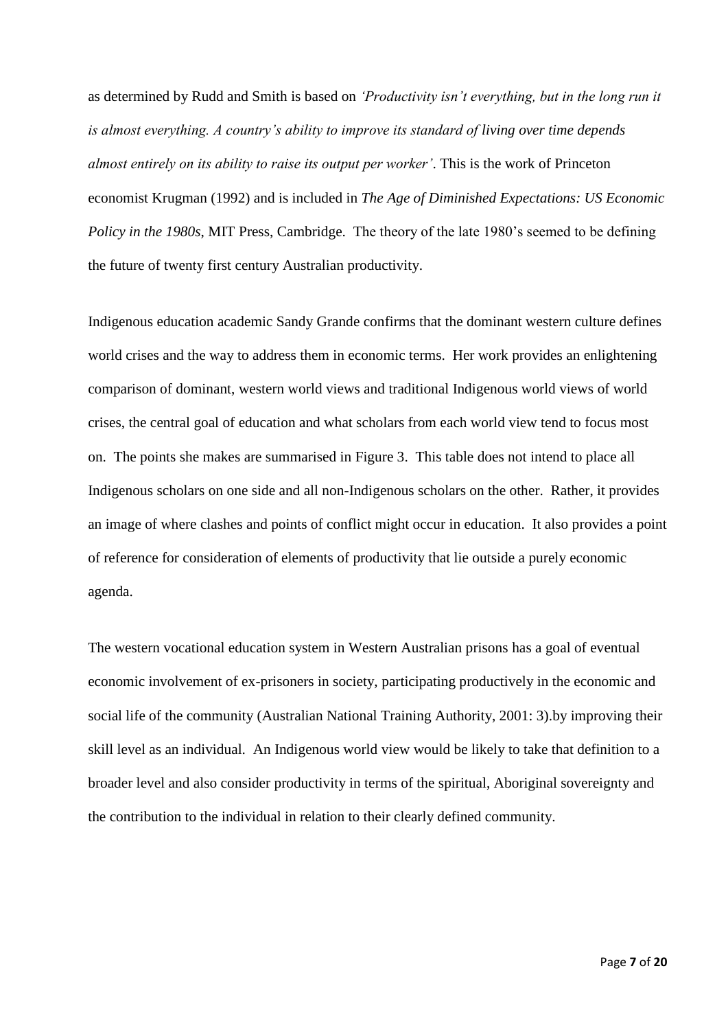as determined by Rudd and Smith is based on *'Productivity isn't everything, but in the long run it is almost everything. A country's ability to improve its standard of living over time depends almost entirely on its ability to raise its output per worker'*. This is the work of Princeton economist Krugman (1992) and is included in *The Age of Diminished Expectations: US Economic Policy in the 1980s*, MIT Press, Cambridge. The theory of the late 1980's seemed to be defining the future of twenty first century Australian productivity.

Indigenous education academic Sandy Grande confirms that the dominant western culture defines world crises and the way to address them in economic terms. Her work provides an enlightening comparison of dominant, western world views and traditional Indigenous world views of world crises, the central goal of education and what scholars from each world view tend to focus most on. The points she makes are summarised in Figure 3. This table does not intend to place all Indigenous scholars on one side and all non-Indigenous scholars on the other. Rather, it provides an image of where clashes and points of conflict might occur in education. It also provides a point of reference for consideration of elements of productivity that lie outside a purely economic agenda.

The western vocational education system in Western Australian prisons has a goal of eventual economic involvement of ex-prisoners in society, participating productively in the economic and social life of the community (Australian National Training Authority, 2001: 3).by improving their skill level as an individual. An Indigenous world view would be likely to take that definition to a broader level and also consider productivity in terms of the spiritual, Aboriginal sovereignty and the contribution to the individual in relation to their clearly defined community.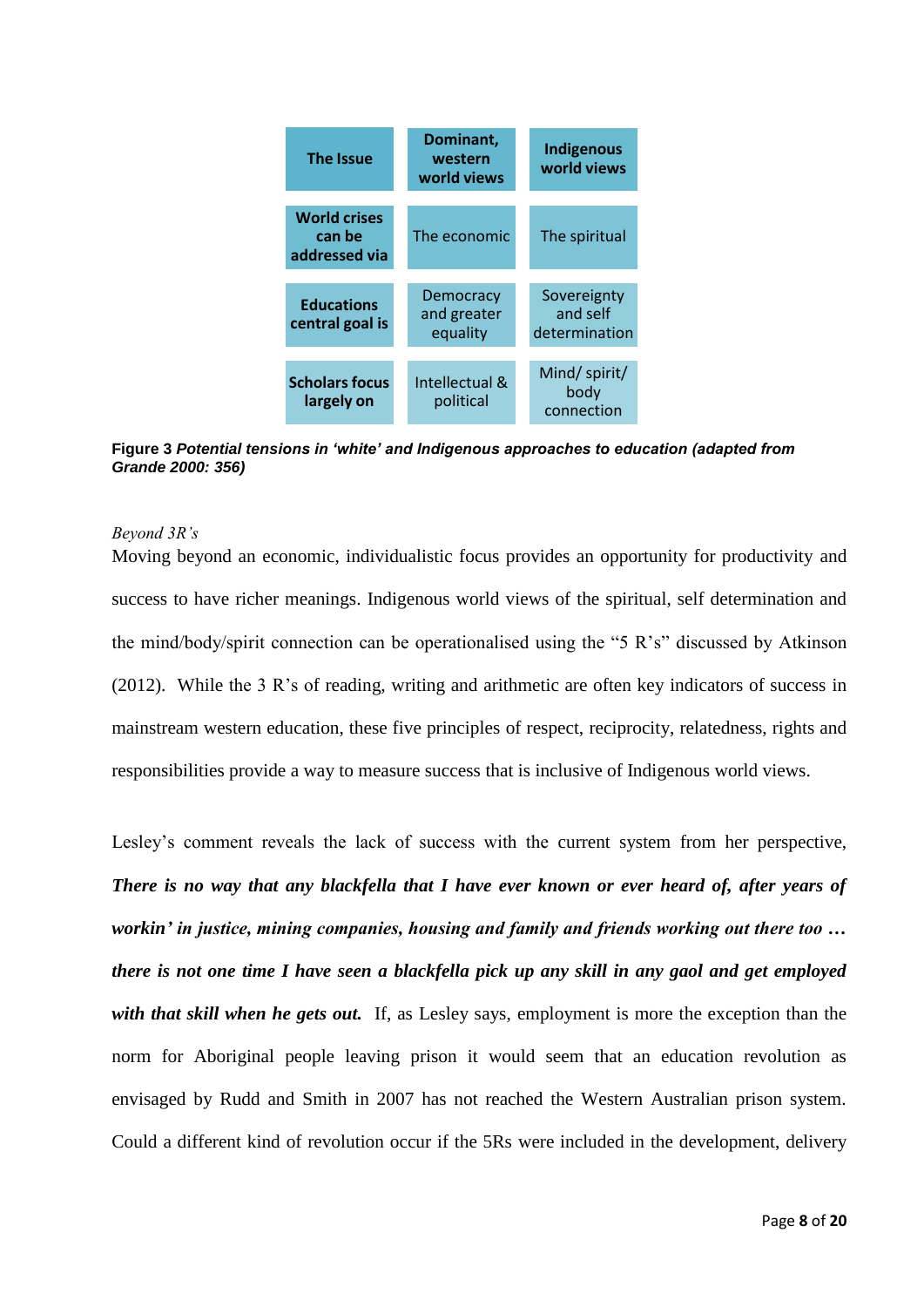| The Issue | Dominant, western world views | Indigenous world views |
|---|---|---|
| **World crises can be addressed via** | The economic | The spiritual |
| **Educations central goal is** | Democracy and greater equality | Sovereignty and self determination |
| **Scholars focus largely on** | Intellectual & political | Mind/ spirit/ body connection |

**Figure 3** ***Potential tensions in 'white' and Indigenous approaches to education (adapted from Grande 2000: 356)***

*Beyond 3R's*

Moving beyond an economic, individualistic focus provides an opportunity for productivity and success to have richer meanings. Indigenous world views of the spiritual, self determination and the mind/body/spirit connection can be operationalised using the "5 R's" discussed by Atkinson (2012). While the 3 R's of reading, writing and arithmetic are often key indicators of success in mainstream western education, these five principles of respect, reciprocity, relatedness, rights and responsibilities provide a way to measure success that is inclusive of Indigenous world views.

Lesley's comment reveals the lack of success with the current system from her perspective, ***There is no way that any blackfella that I have ever known or ever heard of, after years of workin' in justice, mining companies, housing and family and friends working out there too … there is not one time I have seen a blackfella pick up any skill in any gaol and get employed with that skill when he gets out.*** If, as Lesley says, employment is more the exception than the norm for Aboriginal people leaving prison it would seem that an education revolution as envisaged by Rudd and Smith in 2007 has not reached the Western Australian prison system. Could a different kind of revolution occur if the 5Rs were included in the development, delivery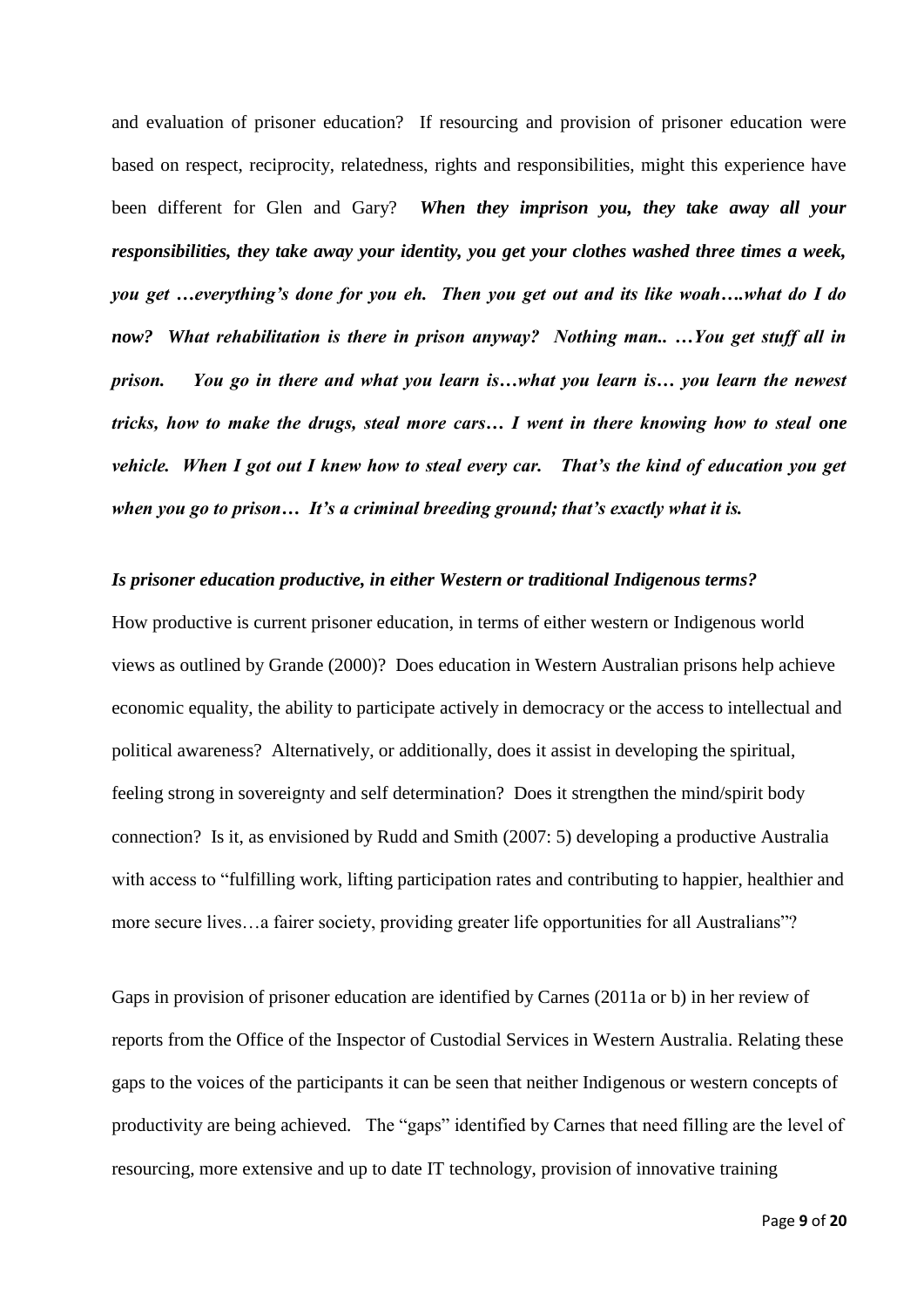and evaluation of prisoner education? If resourcing and provision of prisoner education were based on respect, reciprocity, relatedness, rights and responsibilities, might this experience have been different for Glen and Gary? ***When they imprison you, they take away all your responsibilities, they take away your identity, you get your clothes washed three times a week, you get …everything's done for you eh. Then you get out and its like woah….what do I do now? What rehabilitation is there in prison anyway? Nothing man.. …You get stuff all in prison. You go in there and what you learn is…what you learn is… you learn the newest tricks, how to make the drugs, steal more cars… I went in there knowing how to steal one vehicle. When I got out I knew how to steal every car. That's the kind of education you get when you go to prison… It's a criminal breeding ground; that's exactly what it is.***

***Is prisoner education productive, in either Western or traditional Indigenous terms?***

How productive is current prisoner education, in terms of either western or Indigenous world views as outlined by Grande (2000)? Does education in Western Australian prisons help achieve economic equality, the ability to participate actively in democracy or the access to intellectual and political awareness? Alternatively, or additionally, does it assist in developing the spiritual, feeling strong in sovereignty and self determination? Does it strengthen the mind/spirit body connection? Is it, as envisioned by Rudd and Smith (2007: 5) developing a productive Australia with access to "fulfilling work, lifting participation rates and contributing to happier, healthier and more secure lives…a fairer society, providing greater life opportunities for all Australians"?

Gaps in provision of prisoner education are identified by Carnes (2011a or b) in her review of reports from the Office of the Inspector of Custodial Services in Western Australia. Relating these gaps to the voices of the participants it can be seen that neither Indigenous or western concepts of productivity are being achieved. The "gaps" identified by Carnes that need filling are the level of resourcing, more extensive and up to date IT technology, provision of innovative training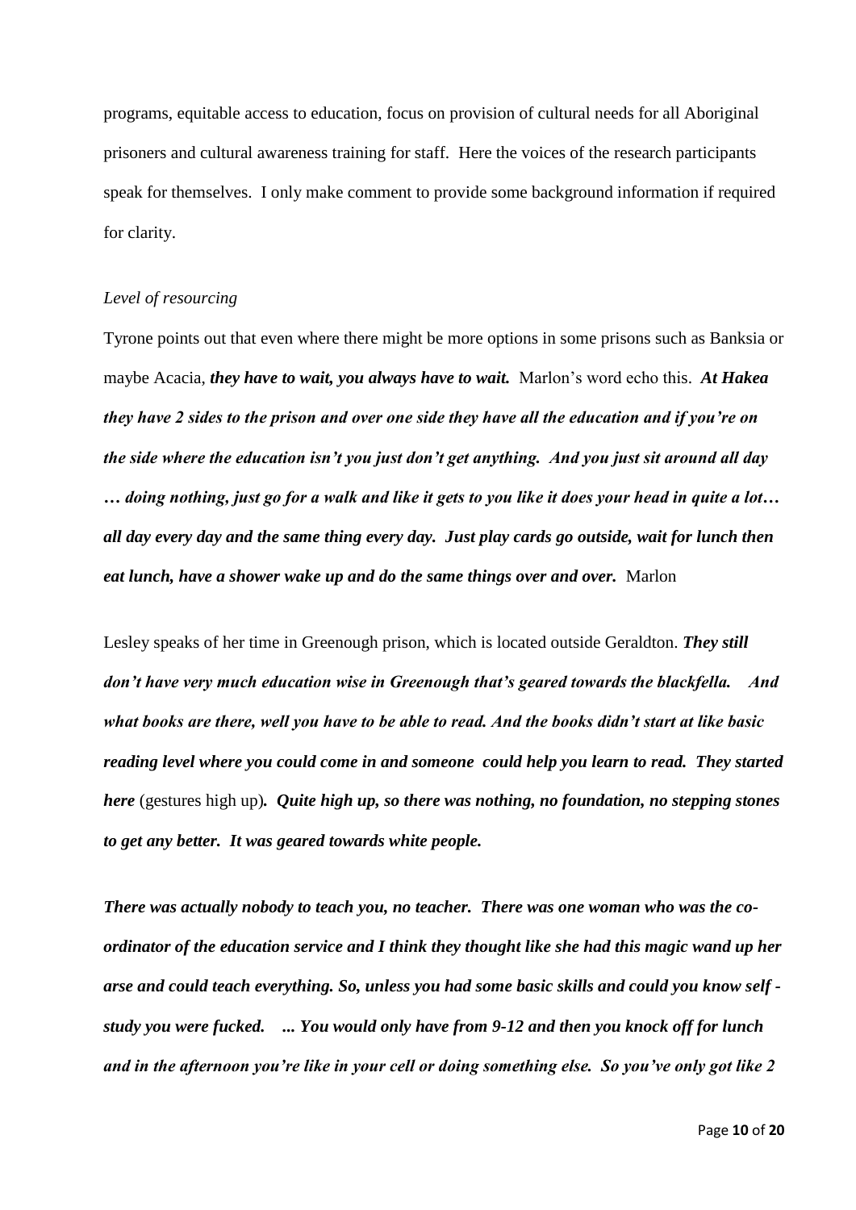programs, equitable access to education, focus on provision of cultural needs for all Aboriginal prisoners and cultural awareness training for staff. Here the voices of the research participants speak for themselves. I only make comment to provide some background information if required for clarity.

*Level of resourcing*

Tyrone points out that even where there might be more options in some prisons such as Banksia or maybe Acacia, ***they have to wait, you always have to wait.*** Marlon's word echo this. ***At Hakea they have 2 sides to the prison and over one side they have all the education and if you're on the side where the education isn't you just don't get anything. And you just sit around all day … doing nothing, just go for a walk and like it gets to you like it does your head in quite a lot… all day every day and the same thing every day. Just play cards go outside, wait for lunch then eat lunch, have a shower wake up and do the same things over and over.*** Marlon

Lesley speaks of her time in Greenough prison, which is located outside Geraldton. ***They still don't have very much education wise in Greenough that's geared towards the blackfella. And what books are there, well you have to be able to read. And the books didn't start at like basic reading level where you could come in and someone could help you learn to read. They started here*** (gestures high up)***. Quite high up, so there was nothing, no foundation, no stepping stones to get any better. It was geared towards white people.***

***There was actually nobody to teach you, no teacher. There was one woman who was the co-ordinator of the education service and I think they thought like she had this magic wand up her arse and could teach everything. So, unless you had some basic skills and could you know self - study you were fucked. ... You would only have from 9-12 and then you knock off for lunch and in the afternoon you're like in your cell or doing something else. So you've only got like 2***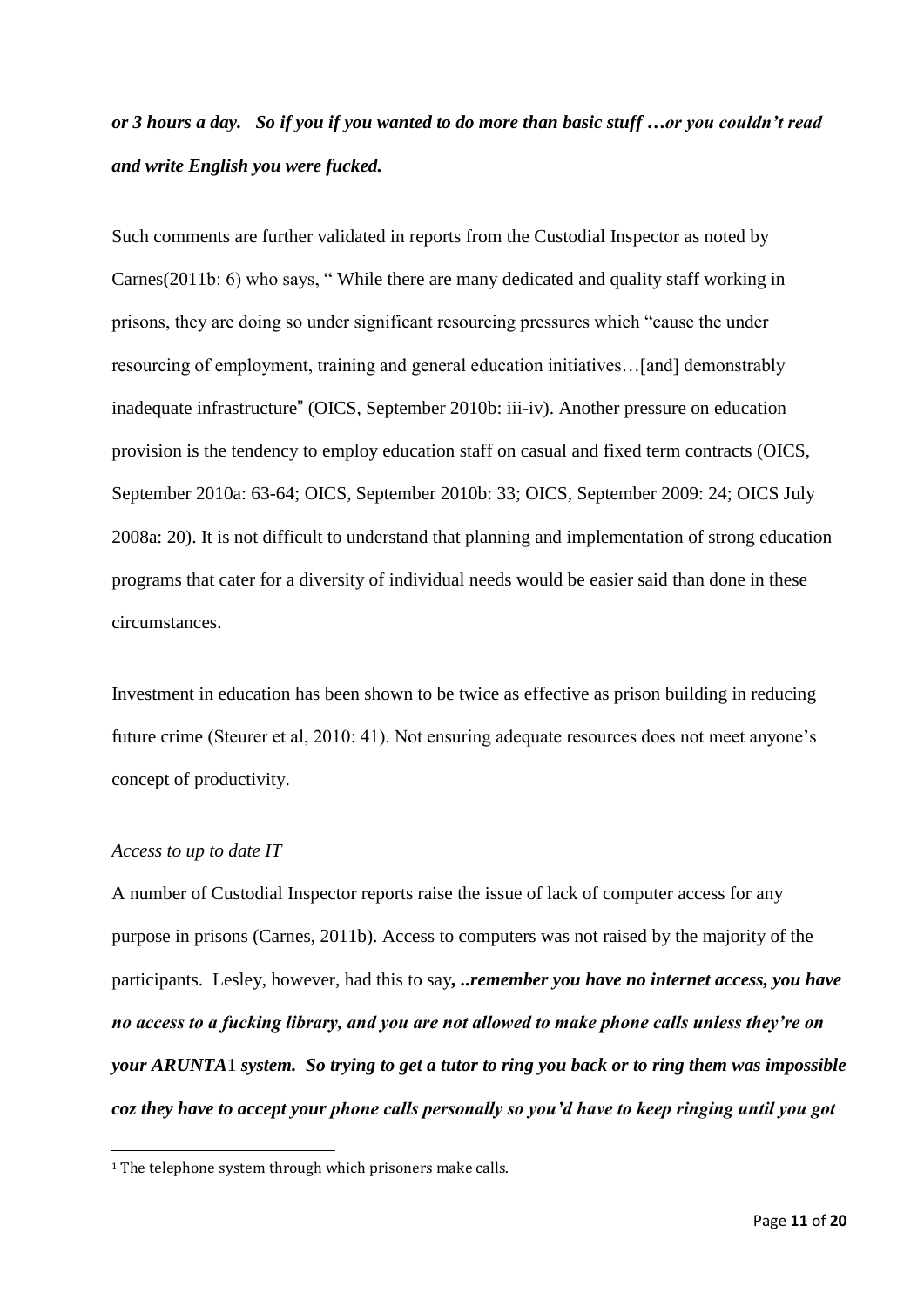***or 3 hours a day. So if you if you wanted to do more than basic stuff …or you couldn't read and write English you were fucked.***

Such comments are further validated in reports from the Custodial Inspector as noted by Carnes(2011b: 6) who says, " While there are many dedicated and quality staff working in prisons, they are doing so under significant resourcing pressures which "cause the under resourcing of employment, training and general education initiatives…[and] demonstrably inadequate infrastructure" (OICS, September 2010b: iii-iv). Another pressure on education provision is the tendency to employ education staff on casual and fixed term contracts (OICS, September 2010a: 63-64; OICS, September 2010b: 33; OICS, September 2009: 24; OICS July 2008a: 20). It is not difficult to understand that planning and implementation of strong education programs that cater for a diversity of individual needs would be easier said than done in these circumstances.

Investment in education has been shown to be twice as effective as prison building in reducing future crime (Steurer et al, 2010: 41). Not ensuring adequate resources does not meet anyone's concept of productivity.

*Access to up to date IT*

A number of Custodial Inspector reports raise the issue of lack of computer access for any purpose in prisons (Carnes, 2011b). Access to computers was not raised by the majority of the participants. Lesley, however, had this to say***, ..remember you have no internet access, you have no access to a fucking library, and you are not allowed to make phone calls unless they're on your ARUNTA***[1] ***system. So trying to get a tutor to ring you back or to ring them was impossible coz they have to accept your phone calls personally so you'd have to keep ringing until you got***

[1] The telephone system through which prisoners make calls.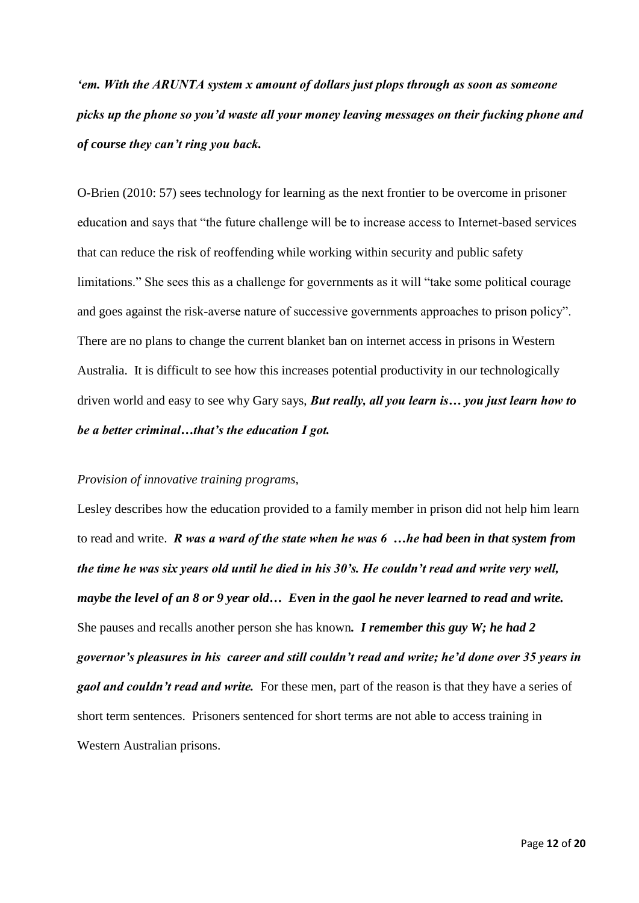***'em. With the ARUNTA system x amount of dollars just plops through as soon as someone picks up the phone so you'd waste all your money leaving messages on their fucking phone and of course they can't ring you back.***

O-Brien (2010: 57) sees technology for learning as the next frontier to be overcome in prisoner education and says that "the future challenge will be to increase access to Internet-based services that can reduce the risk of reoffending while working within security and public safety limitations." She sees this as a challenge for governments as it will "take some political courage and goes against the risk-averse nature of successive governments approaches to prison policy". There are no plans to change the current blanket ban on internet access in prisons in Western Australia. It is difficult to see how this increases potential productivity in our technologically driven world and easy to see why Gary says, ***But really, all you learn is… you just learn how to be a better criminal…that's the education I got.***

*Provision of innovative training programs,*

Lesley describes how the education provided to a family member in prison did not help him learn to read and write. ***R was a ward of the state when he was 6 …he had been in that system from the time he was six years old until he died in his 30's. He couldn't read and write very well, maybe the level of an 8 or 9 year old… Even in the gaol he never learned to read and write.*** She pauses and recalls another person she has known***. I remember this guy W; he had 2 governor's pleasures in his career and still couldn't read and write; he'd done over 35 years in gaol and couldn't read and write.*** For these men, part of the reason is that they have a series of short term sentences. Prisoners sentenced for short terms are not able to access training in Western Australian prisons.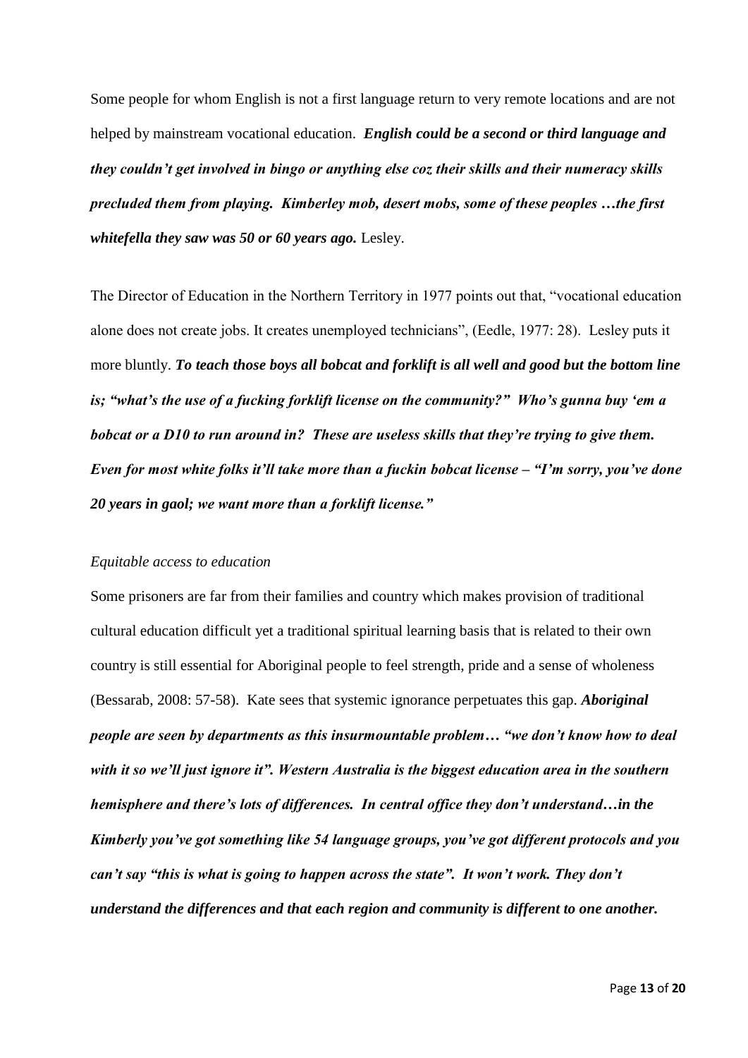Some people for whom English is not a first language return to very remote locations and are not helped by mainstream vocational education. ***English could be a second or third language and they couldn't get involved in bingo or anything else coz their skills and their numeracy skills precluded them from playing. Kimberley mob, desert mobs, some of these peoples …the first whitefella they saw was 50 or 60 years ago.*** Lesley.

The Director of Education in the Northern Territory in 1977 points out that, "vocational education alone does not create jobs. It creates unemployed technicians", (Eedle, 1977: 28). Lesley puts it more bluntly. ***To teach those boys all bobcat and forklift is all well and good but the bottom line is; "what's the use of a fucking forklift license on the community?" Who's gunna buy 'em a bobcat or a D10 to run around in? These are useless skills that they're trying to give them. Even for most white folks it'll take more than a fuckin bobcat license – "I'm sorry, you've done 20 years in gaol; we want more than a forklift license."***

*Equitable access to education*

Some prisoners are far from their families and country which makes provision of traditional cultural education difficult yet a traditional spiritual learning basis that is related to their own country is still essential for Aboriginal people to feel strength, pride and a sense of wholeness (Bessarab, 2008: 57-58). Kate sees that systemic ignorance perpetuates this gap. ***Aboriginal people are seen by departments as this insurmountable problem… "we don't know how to deal with it so we'll just ignore it". Western Australia is the biggest education area in the southern hemisphere and there's lots of differences. In central office they don't understand…in the Kimberly you've got something like 54 language groups, you've got different protocols and you can't say "this is what is going to happen across the state". It won't work. They don't understand the differences and that each region and community is different to one another.***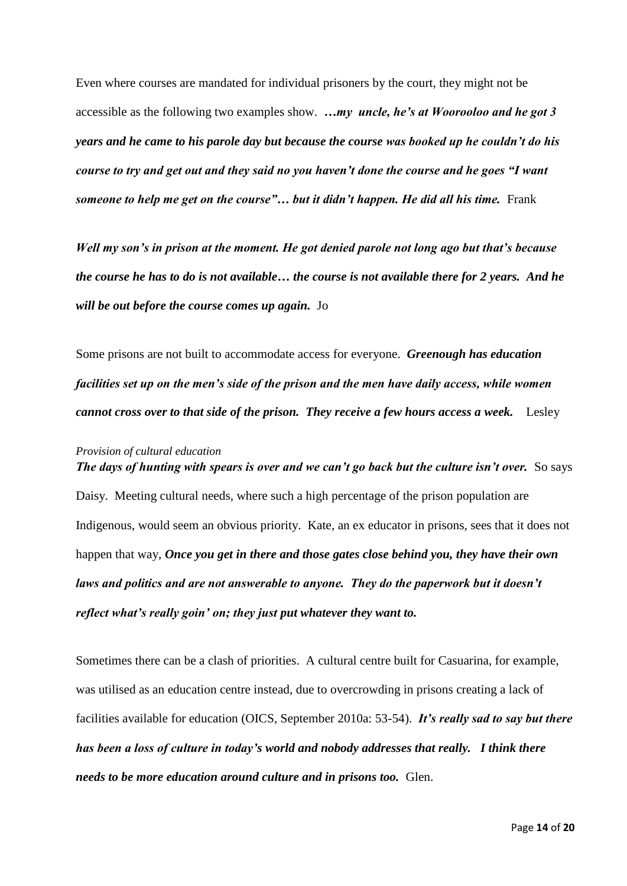Even where courses are mandated for individual prisoners by the court, they might not be accessible as the following two examples show. ***…my uncle, he's at Woorooloo and he got 3 years and he came to his parole day but because the course was booked up he couldn't do his course to try and get out and they said no you haven't done the course and he goes "I want someone to help me get on the course"… but it didn't happen. He did all his time.*** Frank

***Well my son's in prison at the moment. He got denied parole not long ago but that's because the course he has to do is not available… the course is not available there for 2 years. And he will be out before the course comes up again.*** Jo

Some prisons are not built to accommodate access for everyone. ***Greenough has education facilities set up on the men's side of the prison and the men have daily access, while women cannot cross over to that side of the prison. They receive a few hours access a week.*** Lesley

*Provision of cultural education*

***The days of hunting with spears is over and we can't go back but the culture isn't over.*** So says Daisy. Meeting cultural needs, where such a high percentage of the prison population are Indigenous, would seem an obvious priority. Kate, an ex educator in prisons, sees that it does not happen that way, ***Once you get in there and those gates close behind you, they have their own laws and politics and are not answerable to anyone. They do the paperwork but it doesn't reflect what's really goin' on; they just put whatever they want to.***

Sometimes there can be a clash of priorities. A cultural centre built for Casuarina, for example, was utilised as an education centre instead, due to overcrowding in prisons creating a lack of facilities available for education (OICS, September 2010a: 53-54). ***It's really sad to say but there has been a loss of culture in today's world and nobody addresses that really. I think there needs to be more education around culture and in prisons too.*** Glen.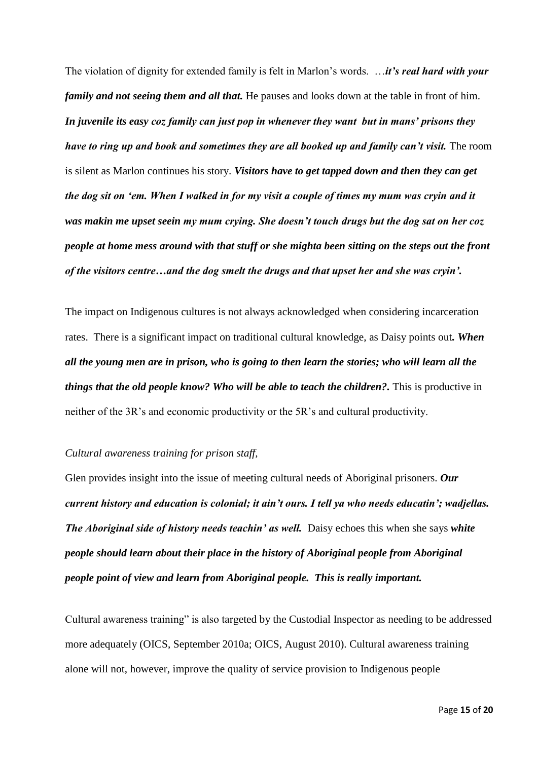The violation of dignity for extended family is felt in Marlon's words. …***it's real hard with your family and not seeing them and all that.*** He pauses and looks down at the table in front of him. ***In juvenile its easy coz family can just pop in whenever they want but in mans' prisons they have to ring up and book and sometimes they are all booked up and family can't visit.*** The room is silent as Marlon continues his story. ***Visitors have to get tapped down and then they can get the dog sit on 'em. When I walked in for my visit a couple of times my mum was cryin and it was makin me upset seein my mum crying. She doesn't touch drugs but the dog sat on her coz people at home mess around with that stuff or she mighta been sitting on the steps out the front of the visitors centre…and the dog smelt the drugs and that upset her and she was cryin'.***

The impact on Indigenous cultures is not always acknowledged when considering incarceration rates. There is a significant impact on traditional cultural knowledge, as Daisy points out***. When all the young men are in prison, who is going to then learn the stories; who will learn all the things that the old people know? Who will be able to teach the children?.*** This is productive in neither of the 3R's and economic productivity or the 5R's and cultural productivity.

*Cultural awareness training for prison staff,*

Glen provides insight into the issue of meeting cultural needs of Aboriginal prisoners. ***Our current history and education is colonial; it ain't ours. I tell ya who needs educatin'; wadjellas. The Aboriginal side of history needs teachin' as well.*** Daisy echoes this when she says ***white people should learn about their place in the history of Aboriginal people from Aboriginal people point of view and learn from Aboriginal people. This is really important.***

Cultural awareness training" is also targeted by the Custodial Inspector as needing to be addressed more adequately (OICS, September 2010a; OICS, August 2010). Cultural awareness training alone will not, however, improve the quality of service provision to Indigenous people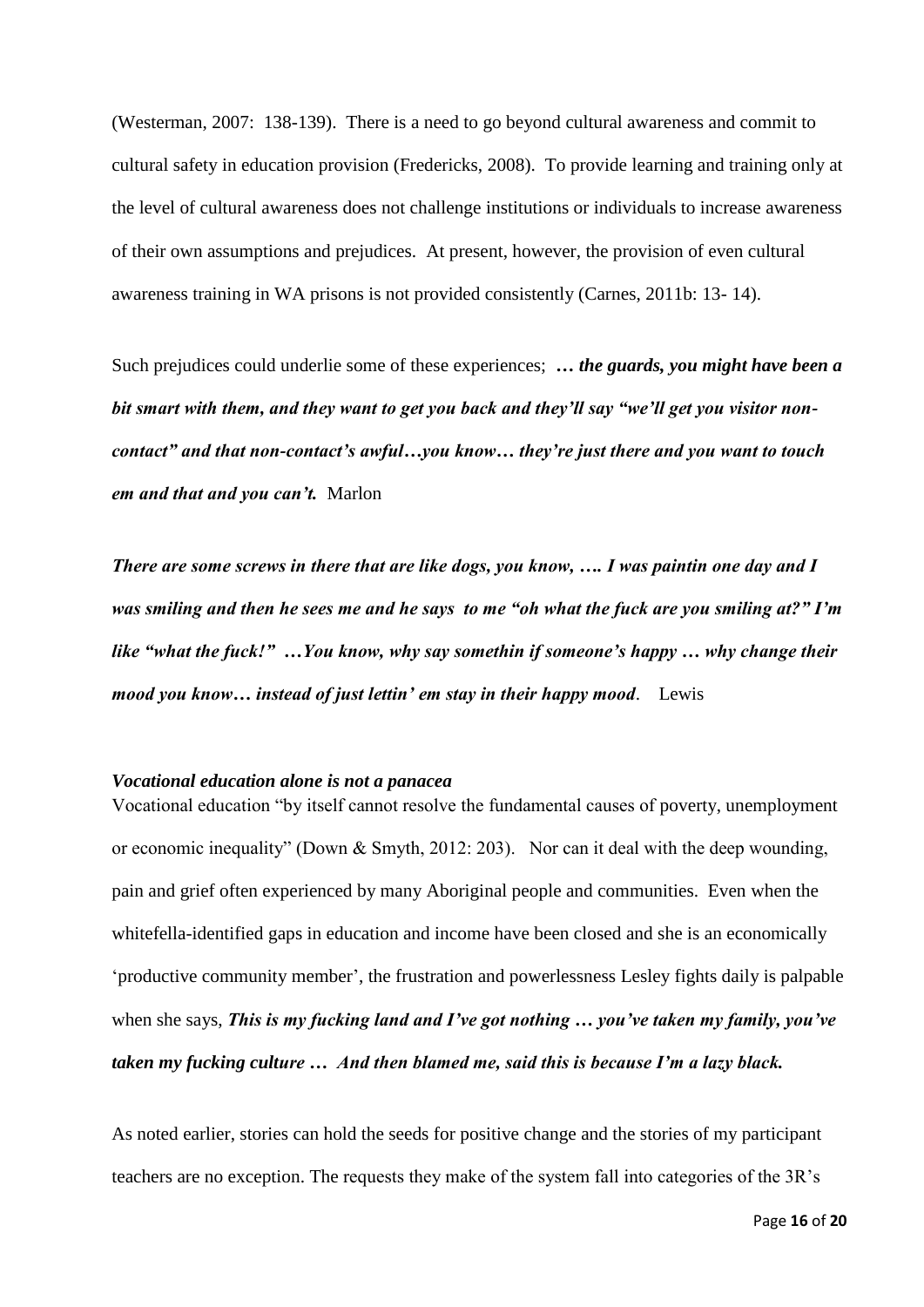(Westerman, 2007: 138-139). There is a need to go beyond cultural awareness and commit to cultural safety in education provision (Fredericks, 2008). To provide learning and training only at the level of cultural awareness does not challenge institutions or individuals to increase awareness of their own assumptions and prejudices. At present, however, the provision of even cultural awareness training in WA prisons is not provided consistently (Carnes, 2011b: 13- 14).

Such prejudices could underlie some of these experiences; ***… the guards, you might have been a bit smart with them, and they want to get you back and they'll say "we'll get you visitor non-contact" and that non-contact's awful…you know… they're just there and you want to touch em and that and you can't.*** Marlon

***There are some screws in there that are like dogs, you know, …. I was paintin one day and I was smiling and then he sees me and he says to me "oh what the fuck are you smiling at?" I'm like "what the fuck!" …You know, why say somethin if someone's happy … why change their mood you know… instead of just lettin' em stay in their happy mood***. Lewis

***Vocational education alone is not a panacea***

Vocational education "by itself cannot resolve the fundamental causes of poverty, unemployment or economic inequality" (Down & Smyth, 2012: 203). Nor can it deal with the deep wounding, pain and grief often experienced by many Aboriginal people and communities. Even when the whitefella-identified gaps in education and income have been closed and she is an economically 'productive community member', the frustration and powerlessness Lesley fights daily is palpable when she says, ***This is my fucking land and I've got nothing … you've taken my family, you've taken my fucking culture … And then blamed me, said this is because I'm a lazy black.***

As noted earlier, stories can hold the seeds for positive change and the stories of my participant teachers are no exception. The requests they make of the system fall into categories of the 3R's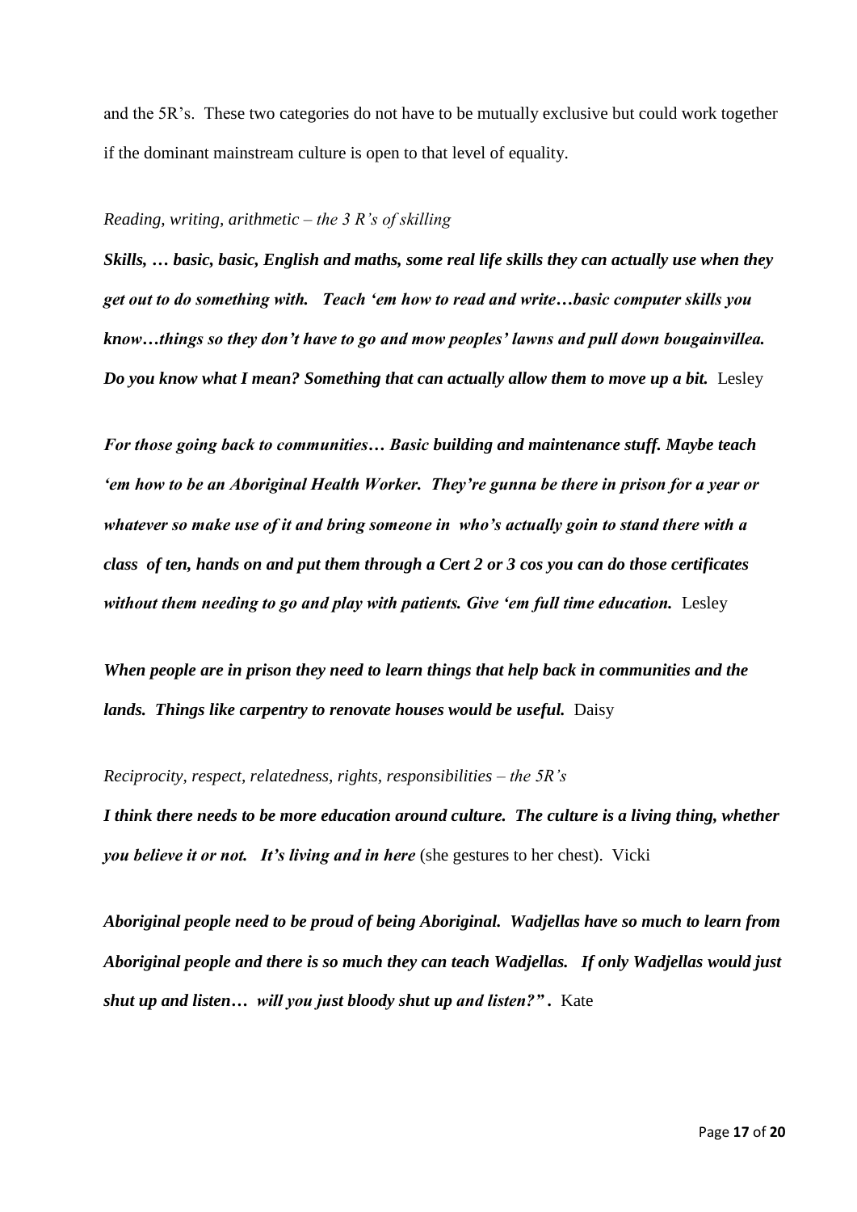and the 5R's. These two categories do not have to be mutually exclusive but could work together if the dominant mainstream culture is open to that level of equality.

*Reading, writing, arithmetic – the 3 R's of skilling*

***Skills, … basic, basic, English and maths, some real life skills they can actually use when they get out to do something with. Teach 'em how to read and write…basic computer skills you know…things so they don't have to go and mow peoples' lawns and pull down bougainvillea. Do you know what I mean? Something that can actually allow them to move up a bit.*** Lesley

***For those going back to communities… Basic building and maintenance stuff. Maybe teach 'em how to be an Aboriginal Health Worker. They're gunna be there in prison for a year or whatever so make use of it and bring someone in who's actually goin to stand there with a class of ten, hands on and put them through a Cert 2 or 3 cos you can do those certificates without them needing to go and play with patients. Give 'em full time education.*** Lesley

***When people are in prison they need to learn things that help back in communities and the lands. Things like carpentry to renovate houses would be useful.*** Daisy

*Reciprocity, respect, relatedness, rights, responsibilities – the 5R's*

***I think there needs to be more education around culture. The culture is a living thing, whether you believe it or not. It's living and in here*** (she gestures to her chest). Vicki

***Aboriginal people need to be proud of being Aboriginal. Wadjellas have so much to learn from Aboriginal people and there is so much they can teach Wadjellas. If only Wadjellas would just shut up and listen… will you just bloody shut up and listen?".*** Kate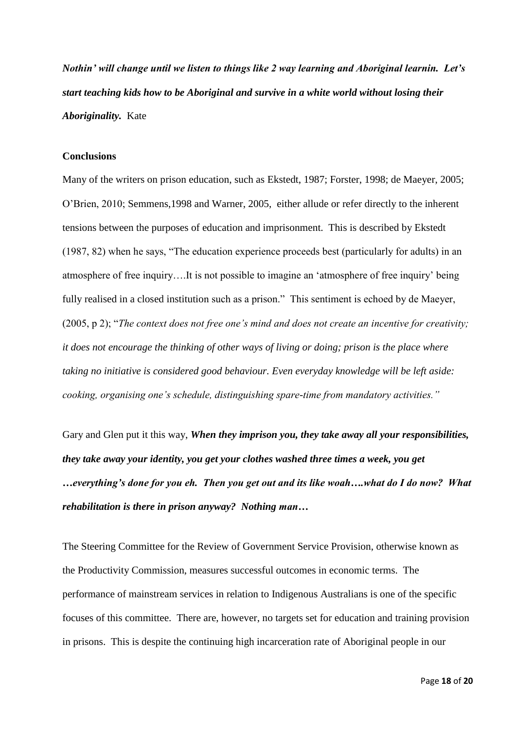***Nothin' will change until we listen to things like 2 way learning and Aboriginal learnin. Let's start teaching kids how to be Aboriginal and survive in a white world without losing their Aboriginality.*** Kate

**Conclusions**

Many of the writers on prison education, such as Ekstedt, 1987; Forster, 1998; de Maeyer, 2005; O'Brien, 2010; Semmens,1998 and Warner, 2005, either allude or refer directly to the inherent tensions between the purposes of education and imprisonment. This is described by Ekstedt (1987, 82) when he says, "The education experience proceeds best (particularly for adults) in an atmosphere of free inquiry….It is not possible to imagine an 'atmosphere of free inquiry' being fully realised in a closed institution such as a prison." This sentiment is echoed by de Maeyer, (2005, p 2); "*The context does not free one's mind and does not create an incentive for creativity; it does not encourage the thinking of other ways of living or doing; prison is the place where taking no initiative is considered good behaviour. Even everyday knowledge will be left aside: cooking, organising one's schedule, distinguishing spare-time from mandatory activities."*

Gary and Glen put it this way, ***When they imprison you, they take away all your responsibilities, they take away your identity, you get your clothes washed three times a week, you get …everything's done for you eh. Then you get out and its like woah….what do I do now? What rehabilitation is there in prison anyway? Nothing man…***

The Steering Committee for the Review of Government Service Provision, otherwise known as the Productivity Commission, measures successful outcomes in economic terms. The performance of mainstream services in relation to Indigenous Australians is one of the specific focuses of this committee. There are, however, no targets set for education and training provision in prisons. This is despite the continuing high incarceration rate of Aboriginal people in our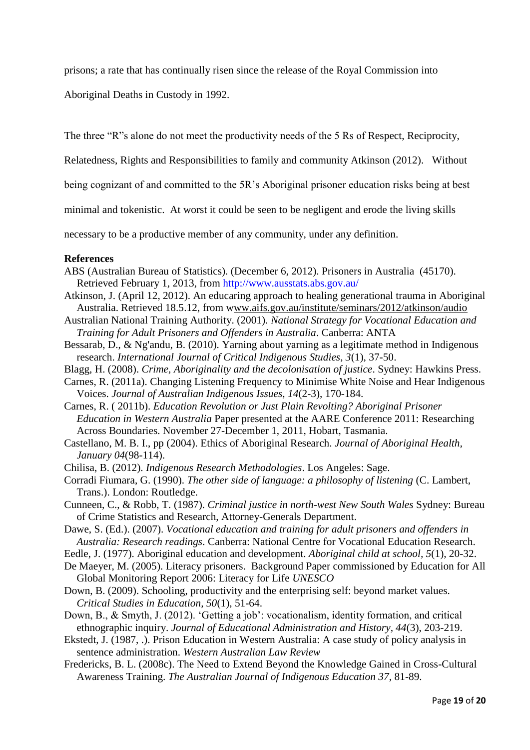prisons; a rate that has continually risen since the release of the Royal Commission into Aboriginal Deaths in Custody in 1992.

The three "R"s alone do not meet the productivity needs of the 5 Rs of Respect, Reciprocity, Relatedness, Rights and Responsibilities to family and community Atkinson (2012). Without being cognizant of and committed to the 5R's Aboriginal prisoner education risks being at best minimal and tokenistic. At worst it could be seen to be negligent and erode the living skills necessary to be a productive member of any community, under any definition.

**References**

ABS (Australian Bureau of Statistics). (December 6, 2012). Prisoners in Australia (45170). Retrieved February 1, 2013, from http://www.ausstats.abs.gov.au/

Atkinson, J. (April 12, 2012). An educaring approach to healing generational trauma in Aboriginal Australia. Retrieved 18.5.12, from www.aifs.gov.au/institute/seminars/2012/atkinson/audio

Australian National Training Authority. (2001). *National Strategy for Vocational Education and Training for Adult Prisoners and Offenders in Australia*. Canberra: ANTA

Bessarab, D., & Ng'andu, B. (2010). Yarning about yarning as a legitimate method in Indigenous research. *International Journal of Critical Indigenous Studies, 3*(1), 37-50.

Blagg, H. (2008). *Crime, Aboriginality and the decolonisation of justice*. Sydney: Hawkins Press.

Carnes, R. (2011a). Changing Listening Frequency to Minimise White Noise and Hear Indigenous Voices. *Journal of Australian Indigenous Issues, 14*(2-3), 170-184.

Carnes, R. ( 2011b). *Education Revolution or Just Plain Revolting? Aboriginal Prisoner Education in Western Australia* Paper presented at the AARE Conference 2011: Researching Across Boundaries. November 27-December 1, 2011, Hobart, Tasmania.

Castellano, M. B. I., pp (2004). Ethics of Aboriginal Research. *Journal of Aboriginal Health, January 04*(98-114).

Chilisa, B. (2012). *Indigenous Research Methodologies*. Los Angeles: Sage.

Corradi Fiumara, G. (1990). *The other side of language: a philosophy of listening* (C. Lambert, Trans.). London: Routledge.

Cunneen, C., & Robb, T. (1987). *Criminal justice in north-west New South Wales* Sydney: Bureau of Crime Statistics and Research, Attorney-Generals Department.

Dawe, S. (Ed.). (2007). *Vocational education and training for adult prisoners and offenders in Australia: Research readings*. Canberra: National Centre for Vocational Education Research.

Eedle, J. (1977). Aboriginal education and development. *Aboriginal child at school, 5*(1), 20-32.

De Maeyer, M. (2005). Literacy prisoners. Background Paper commissioned by Education for All Global Monitoring Report 2006: Literacy for Life *UNESCO*

Down, B. (2009). Schooling, productivity and the enterprising self: beyond market values. *Critical Studies in Education, 50*(1), 51-64.

Down, B., & Smyth, J. (2012). 'Getting a job': vocationalism, identity formation, and critical ethnographic inquiry. *Journal of Educational Administration and History, 44*(3), 203-219.

Ekstedt, J. (1987, .). Prison Education in Western Australia: A case study of policy analysis in sentence administration. *Western Australian Law Review*

Fredericks, B. L. (2008c). The Need to Extend Beyond the Knowledge Gained in Cross-Cultural Awareness Training. *The Australian Journal of Indigenous Education 37*, 81-89.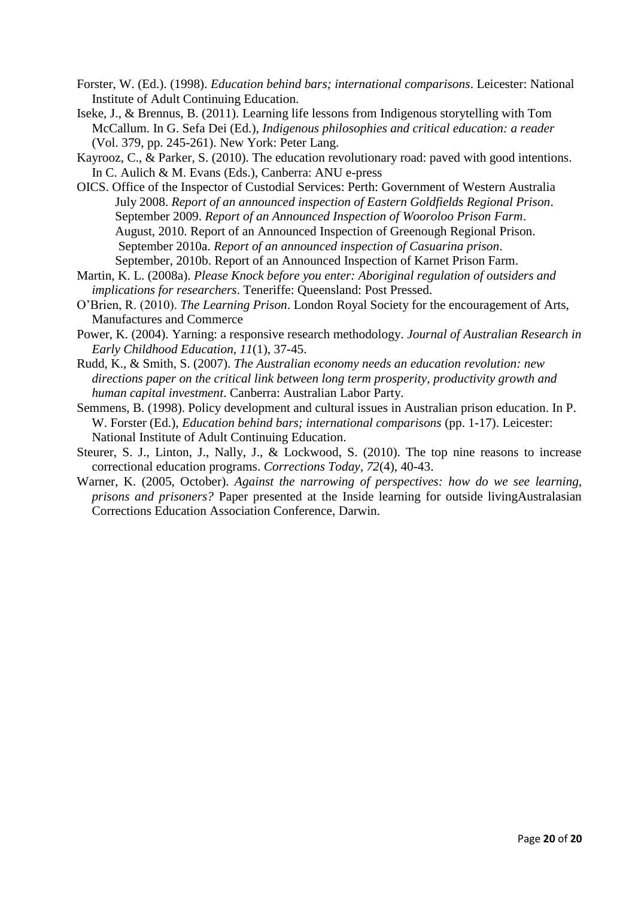Forster, W. (Ed.). (1998). *Education behind bars; international comparisons*. Leicester: National Institute of Adult Continuing Education.

Iseke, J., & Brennus, B. (2011). Learning life lessons from Indigenous storytelling with Tom McCallum. In G. Sefa Dei (Ed.), *Indigenous philosophies and critical education: a reader* (Vol. 379, pp. 245-261). New York: Peter Lang.

Kayrooz, C., & Parker, S. (2010). The education revolutionary road: paved with good intentions. In C. Aulich & M. Evans (Eds.), Canberra: ANU e-press

OICS. Office of the Inspector of Custodial Services: Perth: Government of Western Australia
July 2008. *Report of an announced inspection of Eastern Goldfields Regional Prison*.
September 2009. *Report of an Announced Inspection of Wooroloo Prison Farm*.
August, 2010. Report of an Announced Inspection of Greenough Regional Prison.
September 2010a. *Report of an announced inspection of Casuarina prison*.
September, 2010b. Report of an Announced Inspection of Karnet Prison Farm.

Martin, K. L. (2008a). *Please Knock before you enter: Aboriginal regulation of outsiders and implications for researchers*. Teneriffe: Queensland: Post Pressed.

O'Brien, R. (2010). *The Learning Prison*. London Royal Society for the encouragement of Arts, Manufactures and Commerce

Power, K. (2004). Yarning: a responsive research methodology. *Journal of Australian Research in Early Childhood Education*, *11*(1), 37-45.

Rudd, K., & Smith, S. (2007). *The Australian economy needs an education revolution: new directions paper on the critical link between long term prosperity, productivity growth and human capital investment*. Canberra: Australian Labor Party.

Semmens, B. (1998). Policy development and cultural issues in Australian prison education. In P. W. Forster (Ed.), *Education behind bars; international comparisons* (pp. 1-17). Leicester: National Institute of Adult Continuing Education.

Steurer, S. J., Linton, J., Nally, J., & Lockwood, S. (2010). The top nine reasons to increase correctional education programs. *Corrections Today*, *72*(4), 40-43.

Warner, K. (2005, October). *Against the narrowing of perspectives: how do we see learning, prisons and prisoners?* Paper presented at the Inside learning for outside livingAustralasian Corrections Education Association Conference, Darwin.